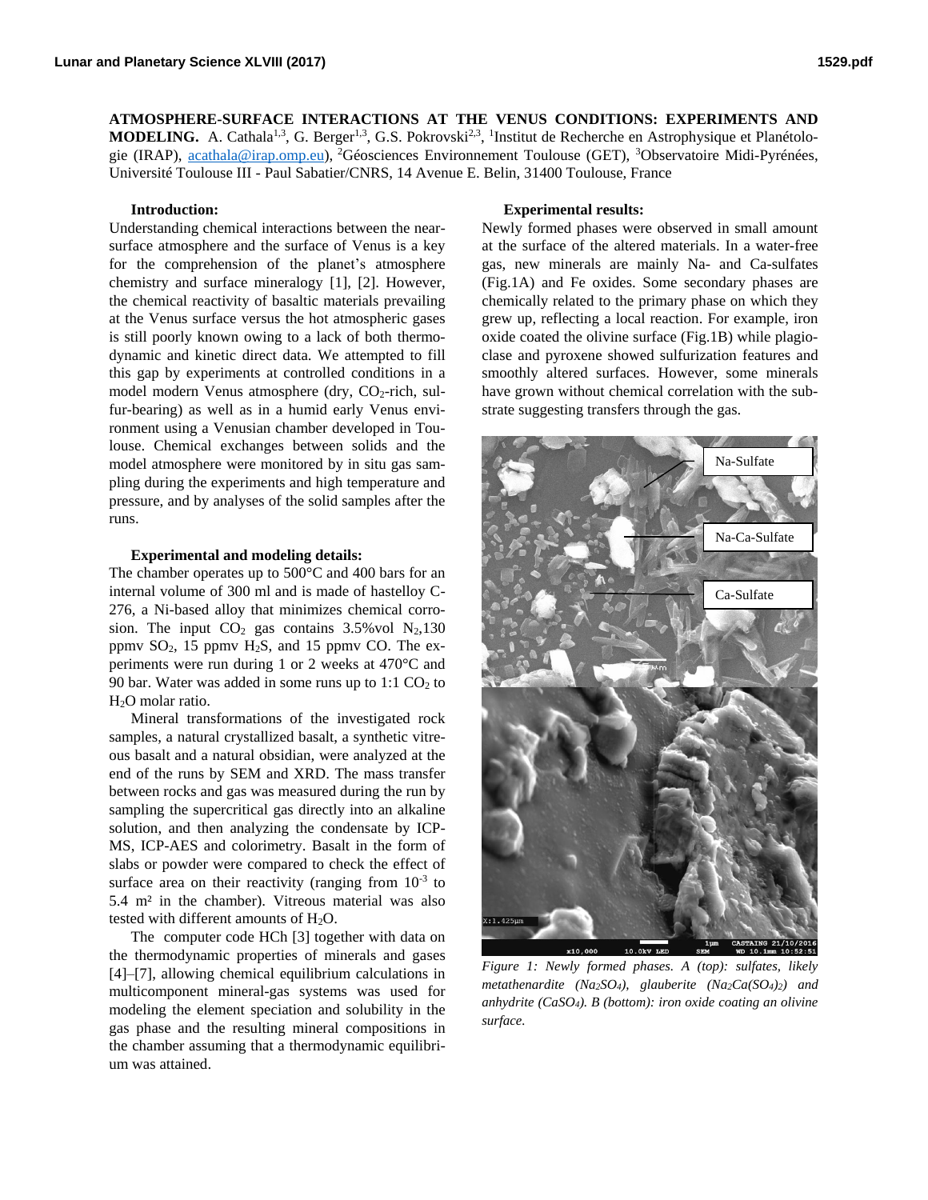**ATMOSPHERE-SURFACE INTERACTIONS AT THE VENUS CONDITIONS: EXPERIMENTS AND MODELING.** A. Cathala[1,3], G. Berger[1,3], G.S. Pokrovski[2,3], [1]Institut de Recherche en Astrophysique et Planétologie (IRAP), acathala@irap.omp.eu), [2]Géosciences Environnement Toulouse (GET), [3]Observatoire Midi-Pyrénées, Université Toulouse III - Paul Sabatier/CNRS, 14 Avenue E. Belin, 31400 Toulouse, France

**Introduction:**

Understanding chemical interactions between the near-surface atmosphere and the surface of Venus is a key for the comprehension of the planet's atmosphere chemistry and surface mineralogy [1], [2]. However, the chemical reactivity of basaltic materials prevailing at the Venus surface versus the hot atmospheric gases is still poorly known owing to a lack of both thermodynamic and kinetic direct data. We attempted to fill this gap by experiments at controlled conditions in a model modern Venus atmosphere (dry, $CO_2$-rich, sulfur-bearing) as well as in a humid early Venus environment using a Venusian chamber developed in Toulouse. Chemical exchanges between solids and the model atmosphere were monitored by in situ gas sampling during the experiments and high temperature and pressure, and by analyses of the solid samples after the runs.

**Experimental and modeling details:**

The chamber operates up to 500°C and 400 bars for an internal volume of 300 ml and is made of hastelloy C-276, a Ni-based alloy that minimizes chemical corrosion. The input $CO_2$ gas contains 3.5%vol $N_2$,130 ppmv $SO_2$, 15 ppmv $H_2S$, and 15 ppmv CO. The experiments were run during 1 or 2 weeks at 470°C and 90 bar. Water was added in some runs up to 1:1 $CO_2$ to $H_2O$ molar ratio.

Mineral transformations of the investigated rock samples, a natural crystallized basalt, a synthetic vitreous basalt and a natural obsidian, were analyzed at the end of the runs by SEM and XRD. The mass transfer between rocks and gas was measured during the run by sampling the supercritical gas directly into an alkaline solution, and then analyzing the condensate by ICP-MS, ICP-AES and colorimetry. Basalt in the form of slabs or powder were compared to check the effect of surface area on their reactivity (ranging from $10^{-3}$ to 5.4 m² in the chamber). Vitreous material was also tested with different amounts of $H_2O$.

The computer code HCh [3] together with data on the thermodynamic properties of minerals and gases [4]–[7], allowing chemical equilibrium calculations in multicomponent mineral-gas systems was used for modeling the element speciation and solubility in the gas phase and the resulting mineral compositions in the chamber assuming that a thermodynamic equilibrium was attained.

**Experimental results:**

Newly formed phases were observed in small amount at the surface of the altered materials. In a water-free gas, new minerals are mainly Na- and Ca-sulfates (Fig.1A) and Fe oxides. Some secondary phases are chemically related to the primary phase on which they grew up, reflecting a local reaction. For example, iron oxide coated the olivine surface (Fig.1B) while plagioclase and pyroxene showed sulfurization features and smoothly altered surfaces. However, some minerals have grown without chemical correlation with the substrate suggesting transfers through the gas.

*Figure 1: Newly formed phases. A (top): sulfates, likely metathenardite ($Na_2SO_4$), glauberite ($Na_2Ca(SO_4)_2$) and anhydrite ($CaSO_4$). B (bottom): iron oxide coating an olivine surface.*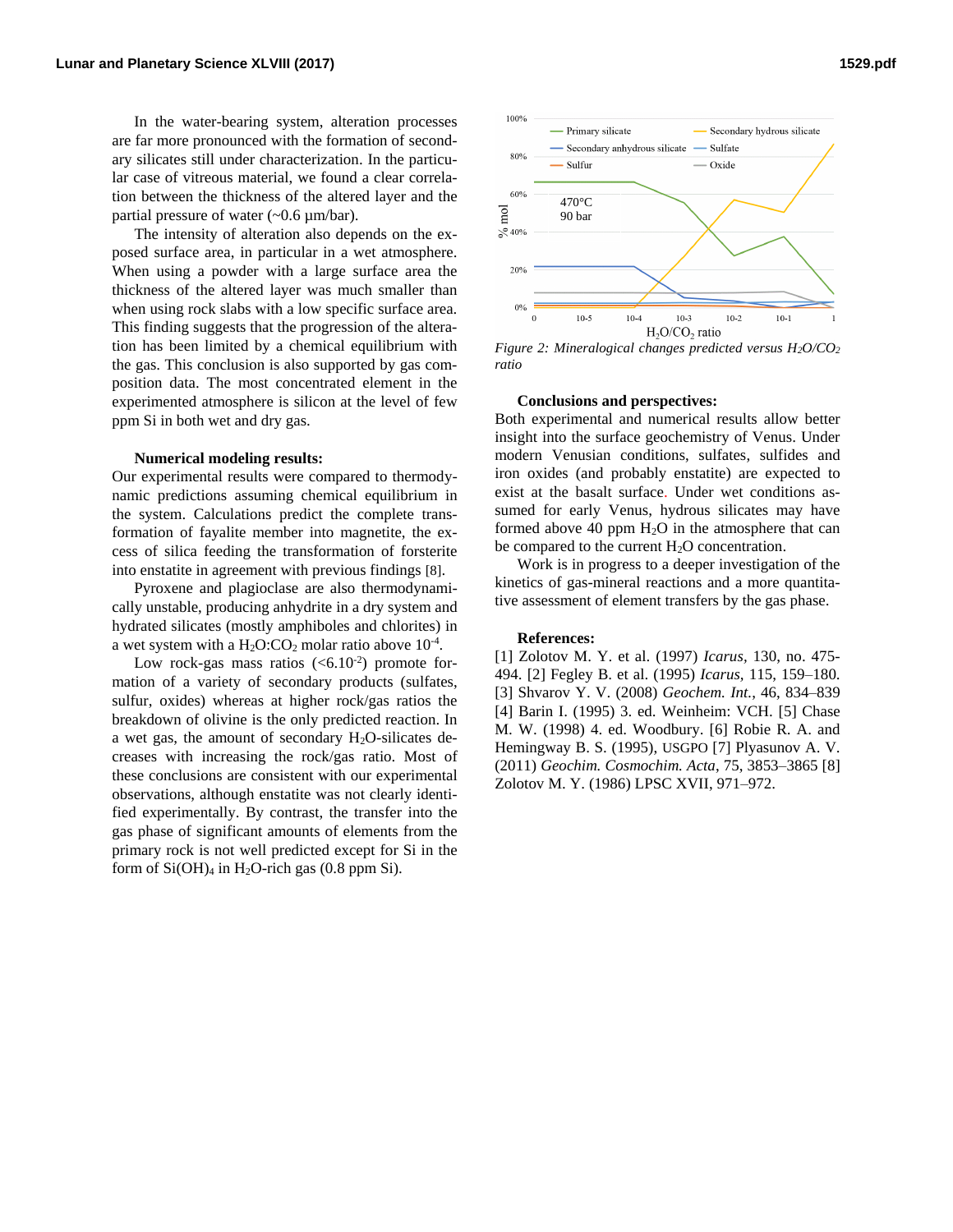In the water-bearing system, alteration processes are far more pronounced with the formation of secondary silicates still under characterization. In the particular case of vitreous material, we found a clear correlation between the thickness of the altered layer and the partial pressure of water (~0.6 µm/bar).

The intensity of alteration also depends on the exposed surface area, in particular in a wet atmosphere. When using a powder with a large surface area the thickness of the altered layer was much smaller than when using rock slabs with a low specific surface area. This finding suggests that the progression of the alteration has been limited by a chemical equilibrium with the gas. This conclusion is also supported by gas composition data. The most concentrated element in the experimented atmosphere is silicon at the level of few ppm Si in both wet and dry gas.

**Numerical modeling results:**
Our experimental results were compared to thermodynamic predictions assuming chemical equilibrium in the system. Calculations predict the complete transformation of fayalite member into magnetite, the excess of silica feeding the transformation of forsterite into enstatite in agreement with previous findings [8].

Pyroxene and plagioclase are also thermodynamically unstable, producing anhydrite in a dry system and hydrated silicates (mostly amphiboles and chlorites) in a wet system with a $H_2O$:$CO_2$ molar ratio above $10^{-4}$.

Low rock-gas mass ratios ($<6.10^{-2}$) promote formation of a variety of secondary products (sulfates, sulfur, oxides) whereas at higher rock/gas ratios the breakdown of olivine is the only predicted reaction. In a wet gas, the amount of secondary $H_2O$-silicates decreases with increasing the rock/gas ratio. Most of these conclusions are consistent with our experimental observations, although enstatite was not clearly identified experimentally. By contrast, the transfer into the gas phase of significant amounts of elements from the primary rock is not well predicted except for Si in the form of $Si(OH)_4$ in $H_2O$-rich gas (0.8 ppm Si).

100%
80%
60%
40%
20%
0%
% mol
Primary silicate
Secondary hydrous silicate
Secondary anhydrous silicate
Sulfate
Sulfur
Oxide
470°C
90 bar
0
10-5
10-4
10-3
10-2
10-1
1
$H_2O/CO_2$ ratio

*Figure 2: Mineralogical changes predicted versus $H_2O/CO_2$ ratio*

**Conclusions and perspectives:**
Both experimental and numerical results allow better insight into the surface geochemistry of Venus. Under modern Venusian conditions, sulfates, sulfides and iron oxides (and probably enstatite) are expected to exist at the basalt surface. Under wet conditions assumed for early Venus, hydrous silicates may have formed above 40 ppm $H_2O$ in the atmosphere that can be compared to the current $H_2O$ concentration.

Work is in progress to a deeper investigation of the kinetics of gas-mineral reactions and a more quantitative assessment of element transfers by the gas phase.

**References:**
[1] Zolotov M. Y. et al. (1997) *Icarus*, 130, no. 475-494. [2] Fegley B. et al. (1995) *Icarus*, 115, 159–180. [3] Shvarov Y. V. (2008) *Geochem. Int.*, 46, 834–839 [4] Barin I. (1995) 3. ed. Weinheim: VCH. [5] Chase M. W. (1998) 4. ed. Woodbury. [6] Robie R. A. and Hemingway B. S. (1995), USGPO [7] Plyasunov A. V. (2011) *Geochim. Cosmochim. Acta*, 75, 3853–3865 [8] Zolotov M. Y. (1986) LPSC XVII, 971–972.